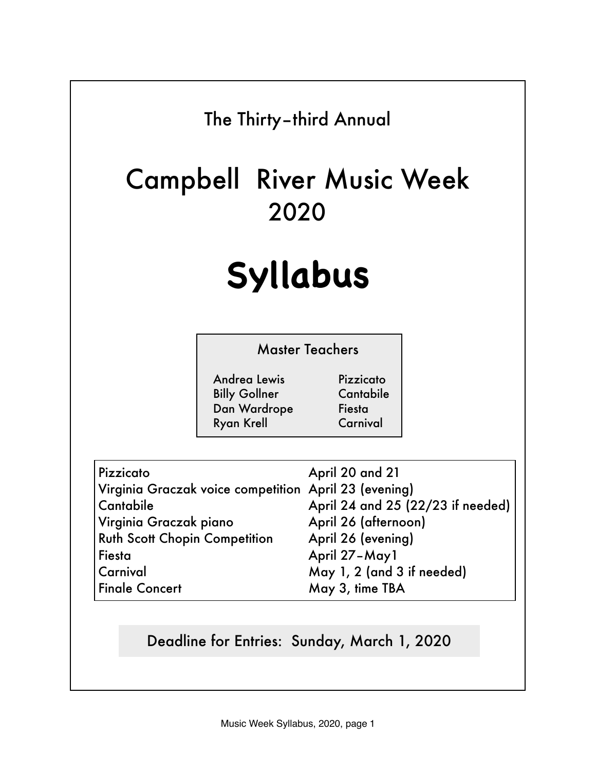The Thirty-third Annual

# Campbell River Music Week 2020

# Syllabus

**Master Teachers**

| | |
|---|---|
| Andrea Lewis | Pizzicato |
| Billy Gollner | Cantabile |
| Dan Wardrope | Fiesta |
| Ryan Krell | Carnival |

| | |
|---|---|
| Pizzicato | April 20 and 21 |
| Virginia Graczak voice competition | April 23 (evening) |
| Cantabile | April 24 and 25 (22/23 if needed) |
| Virginia Graczak piano | April 26 (afternoon) |
| Ruth Scott Chopin Competition | April 26 (evening) |
| Fiesta | April 27–May1 |
| Carnival | May 1, 2 (and 3 if needed) |
| Finale Concert | May 3, time TBA |

Deadline for Entries: Sunday, March 1, 2020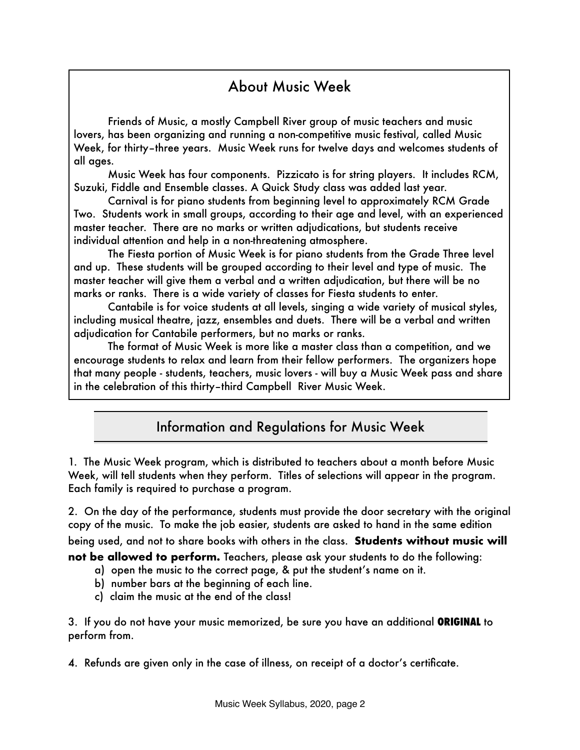## About Music Week

Friends of Music, a mostly Campbell River group of music teachers and music lovers, has been organizing and running a non-competitive music festival, called Music Week, for thirty–three years. Music Week runs for twelve days and welcomes students of all ages.

Music Week has four components. Pizzicato is for string players. It includes RCM, Suzuki, Fiddle and Ensemble classes. A Quick Study class was added last year.

Carnival is for piano students from beginning level to approximately RCM Grade Two. Students work in small groups, according to their age and level, with an experienced master teacher. There are no marks or written adjudications, but students receive individual attention and help in a non-threatening atmosphere.

The Fiesta portion of Music Week is for piano students from the Grade Three level and up. These students will be grouped according to their level and type of music. The master teacher will give them a verbal and a written adjudication, but there will be no marks or ranks. There is a wide variety of classes for Fiesta students to enter.

Cantabile is for voice students at all levels, singing a wide variety of musical styles, including musical theatre, jazz, ensembles and duets. There will be a verbal and written adjudication for Cantabile performers, but no marks or ranks.

The format of Music Week is more like a master class than a competition, and we encourage students to relax and learn from their fellow performers. The organizers hope that many people - students, teachers, music lovers - will buy a Music Week pass and share in the celebration of this thirty–third Campbell River Music Week.

## Information and Regulations for Music Week

1. The Music Week program, which is distributed to teachers about a month before Music Week, will tell students when they perform. Titles of selections will appear in the program. Each family is required to purchase a program.

2. On the day of the performance, students must provide the door secretary with the original copy of the music. To make the job easier, students are asked to hand in the same edition being used, and not to share books with others in the class. **Students without music will not be allowed to perform.** Teachers, please ask your students to do the following:
   a) open the music to the correct page, & put the student's name on it.
   b) number bars at the beginning of each line.
   c) claim the music at the end of the class!

3. If you do not have your music memorized, be sure you have an additional **ORIGINAL** to perform from.

4. Refunds are given only in the case of illness, on receipt of a doctor's certificate.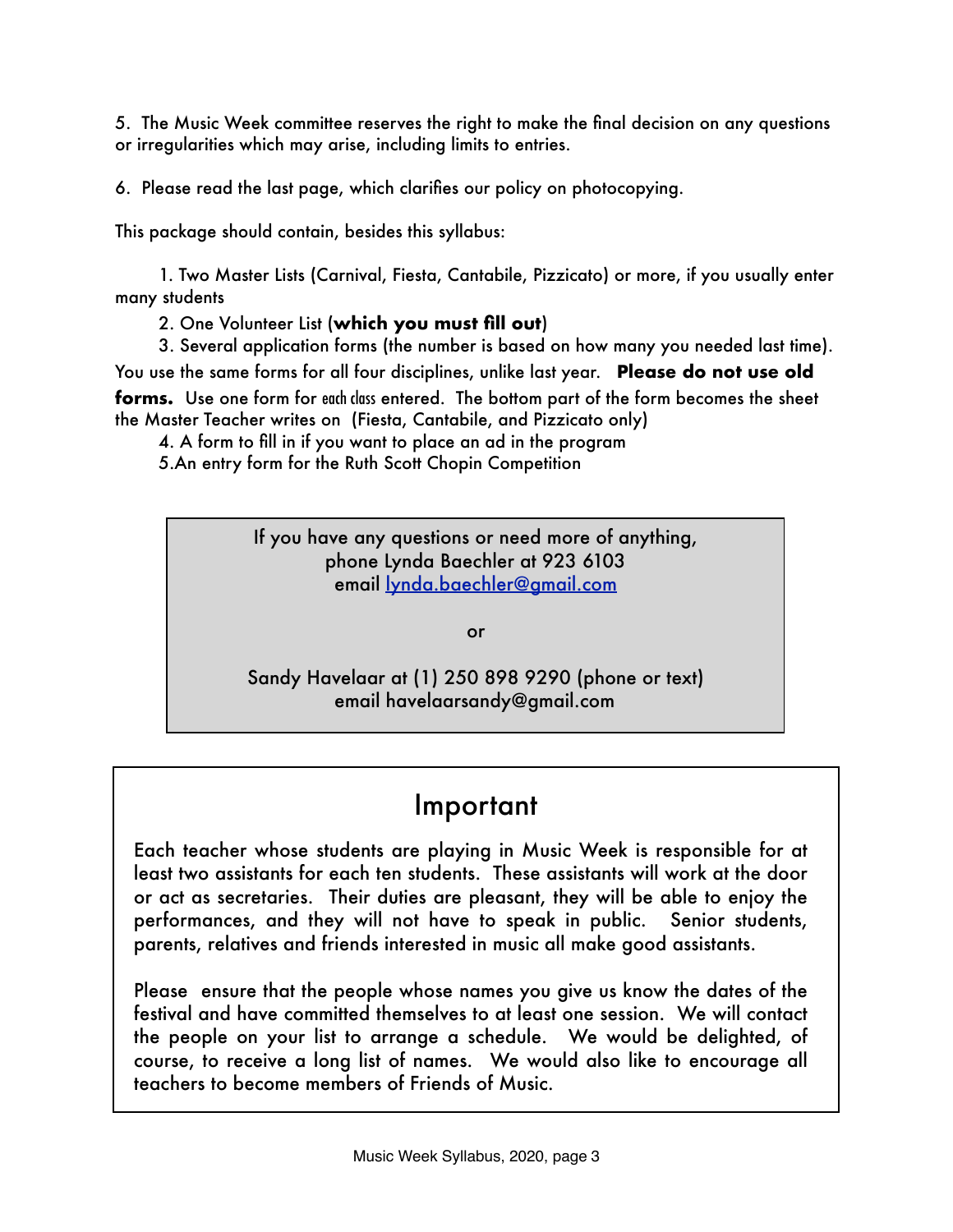5. The Music Week committee reserves the right to make the final decision on any questions or irregularities which may arise, including limits to entries.

6. Please read the last page, which clarifies our policy on photocopying.

This package should contain, besides this syllabus:

1. Two Master Lists (Carnival, Fiesta, Cantabile, Pizzicato) or more, if you usually enter many students

2. One Volunteer List (**which you must fill out**)

3. Several application forms (the number is based on how many you needed last time). You use the same forms for all four disciplines, unlike last year. **Please do not use old forms.** Use one form for each class entered. The bottom part of the form becomes the sheet the Master Teacher writes on (Fiesta, Cantabile, and Pizzicato only)

4. A form to fill in if you want to place an ad in the program

5. An entry form for the Ruth Scott Chopin Competition

> If you have any questions or need more of anything,
> phone Lynda Baechler at 923 6103
> email lynda.baechler@gmail.com
>
> or
>
> Sandy Havelaar at (1) 250 898 9290 (phone or text)
> email havelaarsandy@gmail.com

## Important

Each teacher whose students are playing in Music Week is responsible for at least two assistants for each ten students. These assistants will work at the door or act as secretaries. Their duties are pleasant, they will be able to enjoy the performances, and they will not have to speak in public. Senior students, parents, relatives and friends interested in music all make good assistants.

Please ensure that the people whose names you give us know the dates of the festival and have committed themselves to at least one session. We will contact the people on your list to arrange a schedule. We would be delighted, of course, to receive a long list of names. We would also like to encourage all teachers to become members of Friends of Music.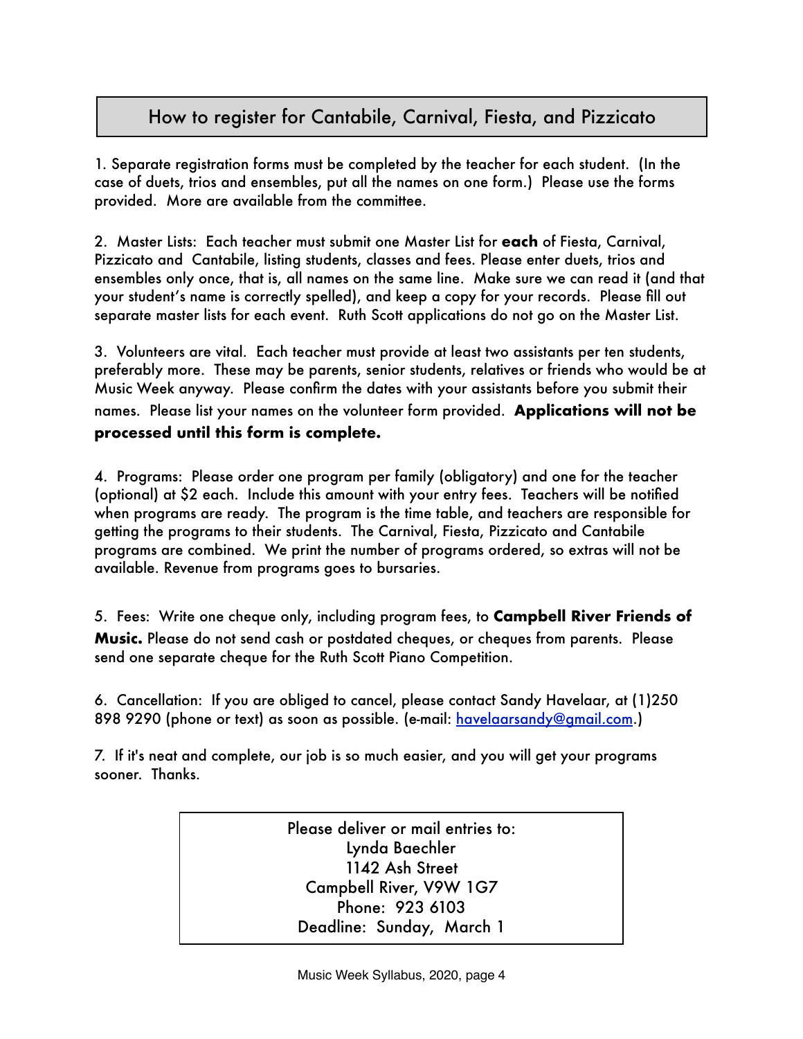## How to register for Cantabile, Carnival, Fiesta, and Pizzicato

1. Separate registration forms must be completed by the teacher for each student. (In the case of duets, trios and ensembles, put all the names on one form.) Please use the forms provided. More are available from the committee.

2. Master Lists: Each teacher must submit one Master List for **each** of Fiesta, Carnival, Pizzicato and Cantabile, listing students, classes and fees. Please enter duets, trios and ensembles only once, that is, all names on the same line. Make sure we can read it (and that your student's name is correctly spelled), and keep a copy for your records. Please fill out separate master lists for each event. Ruth Scott applications do not go on the Master List.

3. Volunteers are vital. Each teacher must provide at least two assistants per ten students, preferably more. These may be parents, senior students, relatives or friends who would be at Music Week anyway. Please confirm the dates with your assistants before you submit their names. Please list your names on the volunteer form provided. **Applications will not be processed until this form is complete.**

4. Programs: Please order one program per family (obligatory) and one for the teacher (optional) at $2 each. Include this amount with your entry fees. Teachers will be notified when programs are ready. The program is the time table, and teachers are responsible for getting the programs to their students. The Carnival, Fiesta, Pizzicato and Cantabile programs are combined. We print the number of programs ordered, so extras will not be available. Revenue from programs goes to bursaries.

5. Fees: Write one cheque only, including program fees, to **Campbell River Friends of Music.** Please do not send cash or postdated cheques, or cheques from parents. Please send one separate cheque for the Ruth Scott Piano Competition.

6. Cancellation: If you are obliged to cancel, please contact Sandy Havelaar, at (1)250 898 9290 (phone or text) as soon as possible. (e-mail: havelaarsandy@gmail.com.)

7. If it's neat and complete, our job is so much easier, and you will get your programs sooner. Thanks.

Please deliver or mail entries to:
Lynda Baechler
1142 Ash Street
Campbell River, V9W 1G7
Phone: 923 6103
Deadline: Sunday, March 1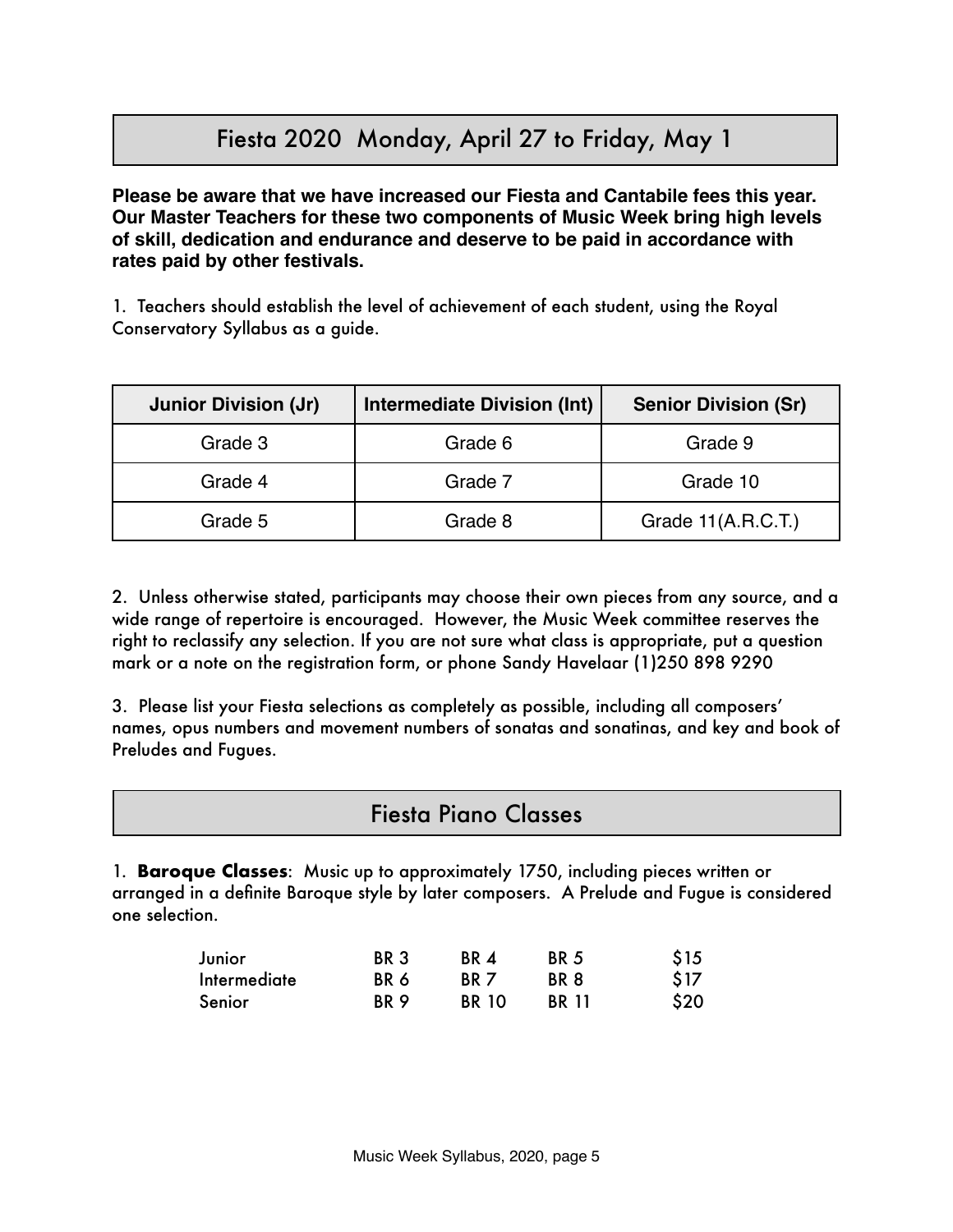## Fiesta 2020 Monday, April 27 to Friday, May 1

**Please be aware that we have increased our Fiesta and Cantabile fees this year. Our Master Teachers for these two components of Music Week bring high levels of skill, dedication and endurance and deserve to be paid in accordance with rates paid by other festivals.**

1. Teachers should establish the level of achievement of each student, using the Royal Conservatory Syllabus as a guide.

| Junior Division (Jr) | Intermediate Division (Int) | Senior Division (Sr) |
|---|---|---|
| Grade 3 | Grade 6 | Grade 9 |
| Grade 4 | Grade 7 | Grade 10 |
| Grade 5 | Grade 8 | Grade 11(A.R.C.T.) |

2. Unless otherwise stated, participants may choose their own pieces from any source, and a wide range of repertoire is encouraged. However, the Music Week committee reserves the right to reclassify any selection. If you are not sure what class is appropriate, put a question mark or a note on the registration form, or phone Sandy Havelaar (1)250 898 9290

3. Please list your Fiesta selections as completely as possible, including all composers' names, opus numbers and movement numbers of sonatas and sonatinas, and key and book of Preludes and Fugues.

## Fiesta Piano Classes

1. **Baroque Classes**: Music up to approximately 1750, including pieces written or arranged in a definite Baroque style by later composers. A Prelude and Fugue is considered one selection.

| | | | | |
|---|---|---|---|---|
| Junior | BR 3 | BR 4 | BR 5 | $15 |
| Intermediate | BR 6 | BR 7 | BR 8 | $17 |
| Senior | BR 9 | BR 10 | BR 11 | $20 |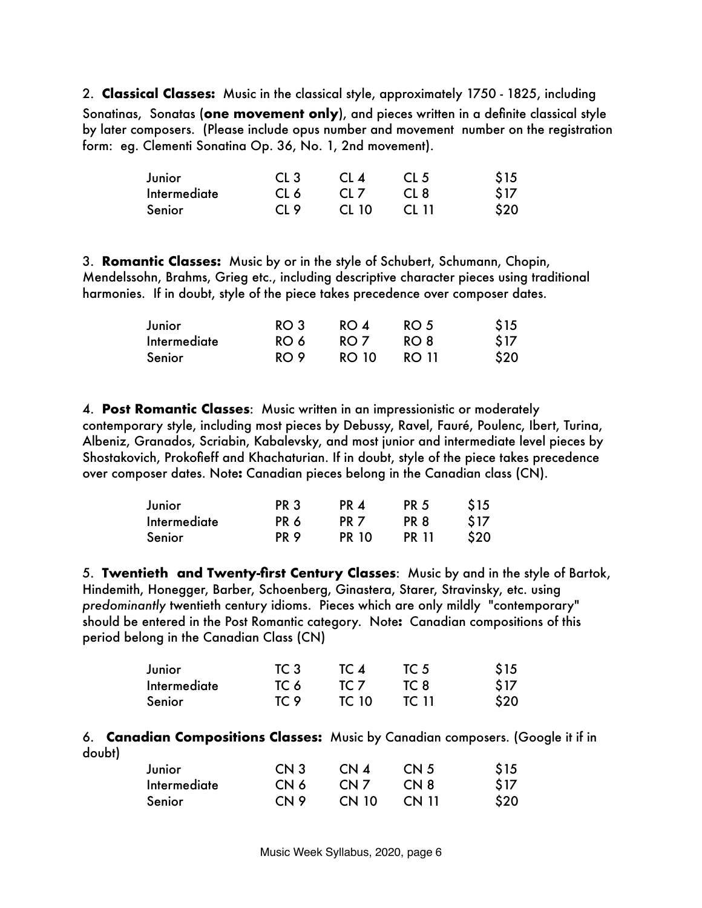2. **Classical Classes:** Music in the classical style, approximately 1750 - 1825, including Sonatinas, Sonatas (**one movement only**), and pieces written in a definite classical style by later composers. (Please include opus number and movement number on the registration form: eg. Clementi Sonatina Op. 36, No. 1, 2nd movement).

| | | | | |
|---|---|---|---|---|
| Junior | CL 3 | CL 4 | CL 5 | $15 |
| Intermediate | CL 6 | CL 7 | CL 8 | $17 |
| Senior | CL 9 | CL 10 | CL 11 | $20 |

3. **Romantic Classes:** Music by or in the style of Schubert, Schumann, Chopin, Mendelssohn, Brahms, Grieg etc., including descriptive character pieces using traditional harmonies. If in doubt, style of the piece takes precedence over composer dates.

| | | | | |
|---|---|---|---|---|
| Junior | RO 3 | RO 4 | RO 5 | $15 |
| Intermediate | RO 6 | RO 7 | RO 8 | $17 |
| Senior | RO 9 | RO 10 | RO 11 | $20 |

4. **Post Romantic Classes**: Music written in an impressionistic or moderately contemporary style, including most pieces by Debussy, Ravel, Fauré, Poulenc, Ibert, Turina, Albeniz, Granados, Scriabin, Kabalevsky, and most junior and intermediate level pieces by Shostakovich, Prokofieff and Khachaturian. If in doubt, style of the piece takes precedence over composer dates. Note**:** Canadian pieces belong in the Canadian class (CN).

| | | | | |
|---|---|---|---|---|
| Junior | PR 3 | PR 4 | PR 5 | $15 |
| Intermediate | PR 6 | PR 7 | PR 8 | $17 |
| Senior | PR 9 | PR 10 | PR 11 | $20 |

5. **Twentieth and Twenty-first Century Classes**: Music by and in the style of Bartok, Hindemith, Honegger, Barber, Schoenberg, Ginastera, Starer, Stravinsky, etc. using *predominantly* twentieth century idioms. Pieces which are only mildly "contemporary" should be entered in the Post Romantic category. Note**:** Canadian compositions of this period belong in the Canadian Class (CN)

| | | | | |
|---|---|---|---|---|
| Junior | TC 3 | TC 4 | TC 5 | $15 |
| Intermediate | TC 6 | TC 7 | TC 8 | $17 |
| Senior | TC 9 | TC 10 | TC 11 | $20 |

6. **Canadian Compositions Classes:** Music by Canadian composers. (Google it if in doubt)

| | | | | |
|---|---|---|---|---|
| Junior | CN 3 | CN 4 | CN 5 | $15 |
| Intermediate | CN 6 | CN 7 | CN 8 | $17 |
| Senior | CN 9 | CN 10 | CN 11 | $20 |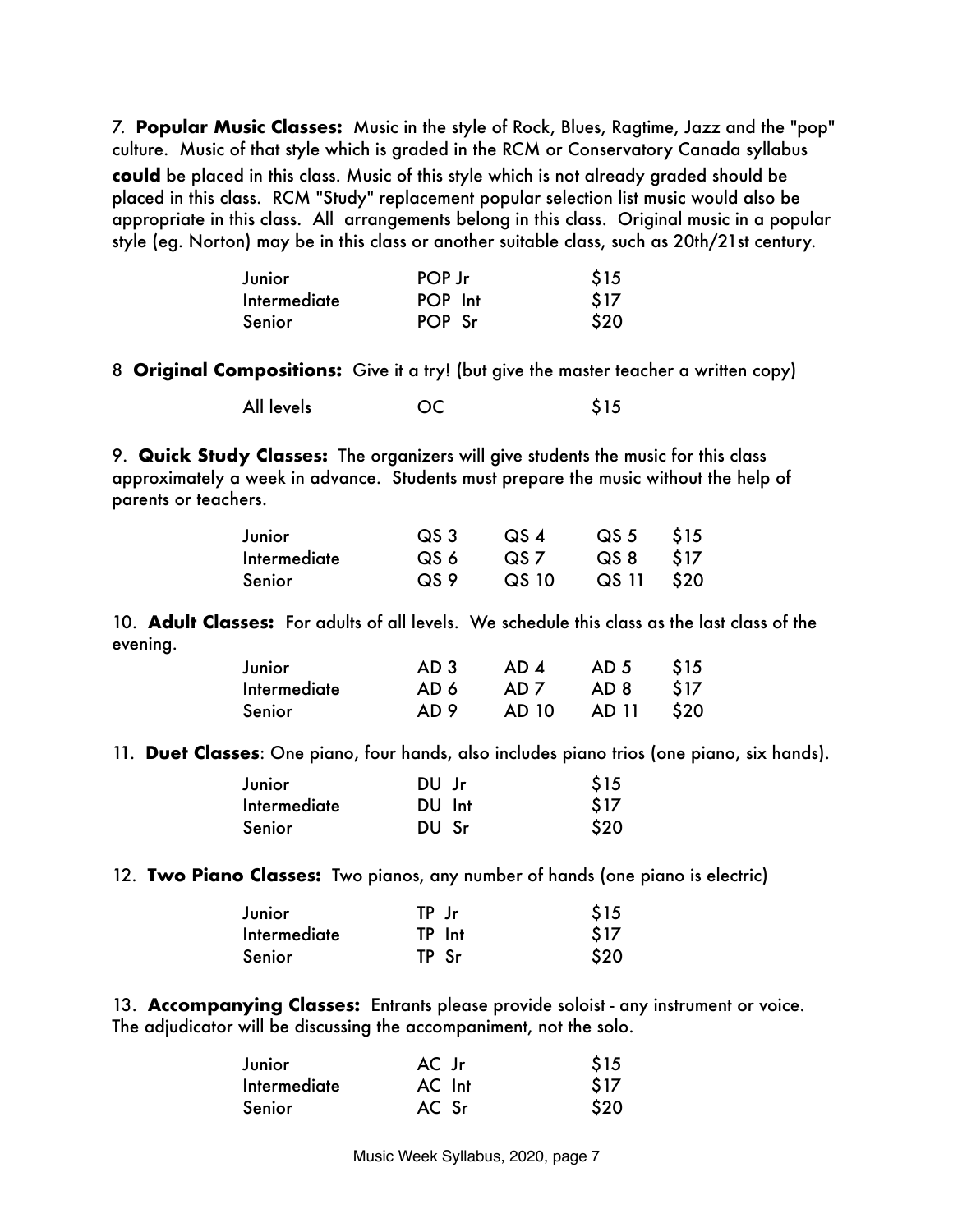7. **Popular Music Classes:** Music in the style of Rock, Blues, Ragtime, Jazz and the "pop" culture. Music of that style which is graded in the RCM or Conservatory Canada syllabus **could** be placed in this class. Music of this style which is not already graded should be placed in this class. RCM "Study" replacement popular selection list music would also be appropriate in this class. All arrangements belong in this class. Original music in a popular style (eg. Norton) may be in this class or another suitable class, such as 20th/21st century.

| | | |
|---|---|---|
| Junior | POP Jr | $15 |
| Intermediate | POP Int | $17 |
| Senior | POP Sr | $20 |

8 **Original Compositions:** Give it a try! (but give the master teacher a written copy)

| | | |
|---|---|---|
| All levels | OC | $15 |

9. **Quick Study Classes:** The organizers will give students the music for this class approximately a week in advance. Students must prepare the music without the help of parents or teachers.

| | | | | |
|---|---|---|---|---|
| Junior | QS 3 | QS 4 | QS 5 | $15 |
| Intermediate | QS 6 | QS 7 | QS 8 | $17 |
| Senior | QS 9 | QS 10 | QS 11 | $20 |

10. **Adult Classes:** For adults of all levels. We schedule this class as the last class of the evening.

| | | | | |
|---|---|---|---|---|
| Junior | AD 3 | AD 4 | AD 5 | $15 |
| Intermediate | AD 6 | AD 7 | AD 8 | $17 |
| Senior | AD 9 | AD 10 | AD 11 | $20 |

11. **Duet Classes**: One piano, four hands, also includes piano trios (one piano, six hands).

| | | |
|---|---|---|
| Junior | DU Jr | $15 |
| Intermediate | DU Int | $17 |
| Senior | DU Sr | $20 |

12. **Two Piano Classes:** Two pianos, any number of hands (one piano is electric)

| | | |
|---|---|---|
| Junior | TP Jr | $15 |
| Intermediate | TP Int | $17 |
| Senior | TP Sr | $20 |

13. **Accompanying Classes:** Entrants please provide soloist - any instrument or voice. The adjudicator will be discussing the accompaniment, not the solo.

| | | |
|---|---|---|
| Junior | AC Jr | $15 |
| Intermediate | AC Int | $17 |
| Senior | AC Sr | $20 |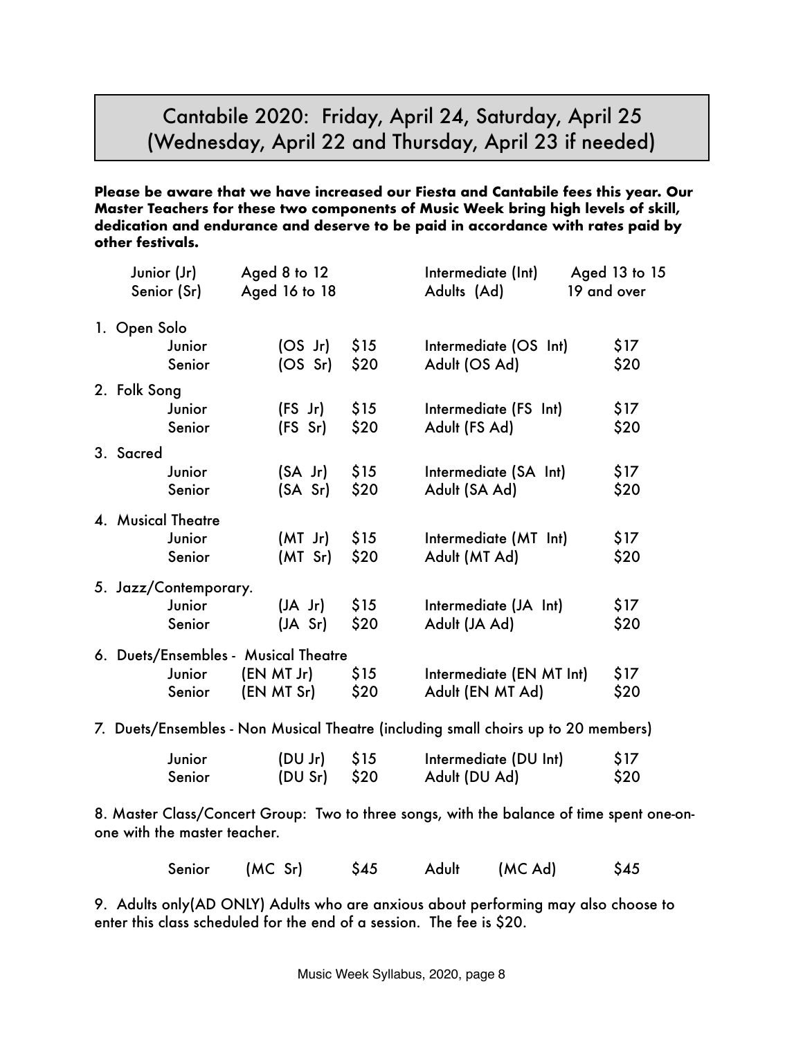# Cantabile 2020: Friday, April 24, Saturday, April 25 (Wednesday, April 22 and Thursday, April 23 if needed)

**Please be aware that we have increased our Fiesta and Cantabile fees this year. Our Master Teachers for these two components of Music Week bring high levels of skill, dedication and endurance and deserve to be paid in accordance with rates paid by other festivals.**

| | | | |
|---|---|---|---|
| Junior (Jr) | Aged 8 to 12 | Intermediate (Int) | Aged 13 to 15 |
| Senior (Sr) | Aged 16 to 18 | Adults (Ad) | 19 and over |

1. Open Solo

| | | | | |
|---|---|---|---|---|
| Junior | (OS Jr) | $15 | Intermediate (OS Int) | $17 |
| Senior | (OS Sr) | $20 | Adult (OS Ad) | $20 |

2. Folk Song

| | | | | |
|---|---|---|---|---|
| Junior | (FS Jr) | $15 | Intermediate (FS Int) | $17 |
| Senior | (FS Sr) | $20 | Adult (FS Ad) | $20 |

3. Sacred

| | | | | |
|---|---|---|---|---|
| Junior | (SA Jr) | $15 | Intermediate (SA Int) | $17 |
| Senior | (SA Sr) | $20 | Adult (SA Ad) | $20 |

4. Musical Theatre

| | | | | |
|---|---|---|---|---|
| Junior | (MT Jr) | $15 | Intermediate (MT Int) | $17 |
| Senior | (MT Sr) | $20 | Adult (MT Ad) | $20 |

5. Jazz/Contemporary.

| | | | | |
|---|---|---|---|---|
| Junior | (JA Jr) | $15 | Intermediate (JA Int) | $17 |
| Senior | (JA Sr) | $20 | Adult (JA Ad) | $20 |

6. Duets/Ensembles - Musical Theatre

| | | | | |
|---|---|---|---|---|
| Junior | (EN MT Jr) | $15 | Intermediate (EN MT Int) | $17 |
| Senior | (EN MT Sr) | $20 | Adult (EN MT Ad) | $20 |

7. Duets/Ensembles - Non Musical Theatre (including small choirs up to 20 members)

| | | | | |
|---|---|---|---|---|
| Junior | (DU Jr) | $15 | Intermediate (DU Int) | $17 |
| Senior | (DU Sr) | $20 | Adult (DU Ad) | $20 |

8. Master Class/Concert Group: Two to three songs, with the balance of time spent one-on-one with the master teacher.

| | | | | | |
|---|---|---|---|---|---|
| Senior | (MC Sr) | $45 | Adult | (MC Ad) | $45 |

9. Adults only(AD ONLY) Adults who are anxious about performing may also choose to enter this class scheduled for the end of a session. The fee is $20.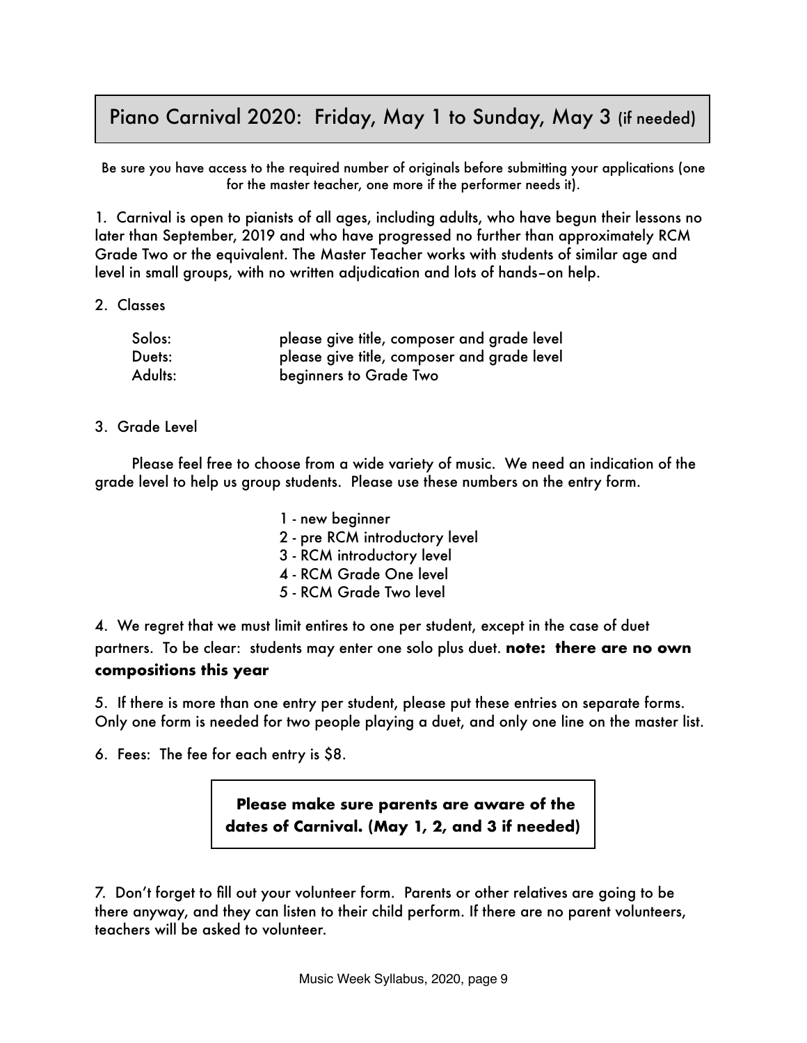# Piano Carnival 2020: Friday, May 1 to Sunday, May 3 (if needed)

Be sure you have access to the required number of originals before submitting your applications (one for the master teacher, one more if the performer needs it).

1. Carnival is open to pianists of all ages, including adults, who have begun their lessons no later than September, 2019 and who have progressed no further than approximately RCM Grade Two or the equivalent. The Master Teacher works with students of similar age and level in small groups, with no written adjudication and lots of hands–on help.

2. Classes

| | |
|---|---|
| Solos: | please give title, composer and grade level |
| Duets: | please give title, composer and grade level |
| Adults: | beginners to Grade Two |

3. Grade Level

Please feel free to choose from a wide variety of music. We need an indication of the grade level to help us group students. Please use these numbers on the entry form.

1 - new beginner
2 - pre RCM introductory level
3 - RCM introductory level
4 - RCM Grade One level
5 - RCM Grade Two level

4. We regret that we must limit entires to one per student, except in the case of duet partners. To be clear: students may enter one solo plus duet. **note: there are no own compositions this year**

5. If there is more than one entry per student, please put these entries on separate forms. Only one form is needed for two people playing a duet, and only one line on the master list.

6. Fees: The fee for each entry is $8.

**Please make sure parents are aware of the dates of Carnival. (May 1, 2, and 3 if needed)**

7. Don't forget to fill out your volunteer form. Parents or other relatives are going to be there anyway, and they can listen to their child perform. If there are no parent volunteers, teachers will be asked to volunteer.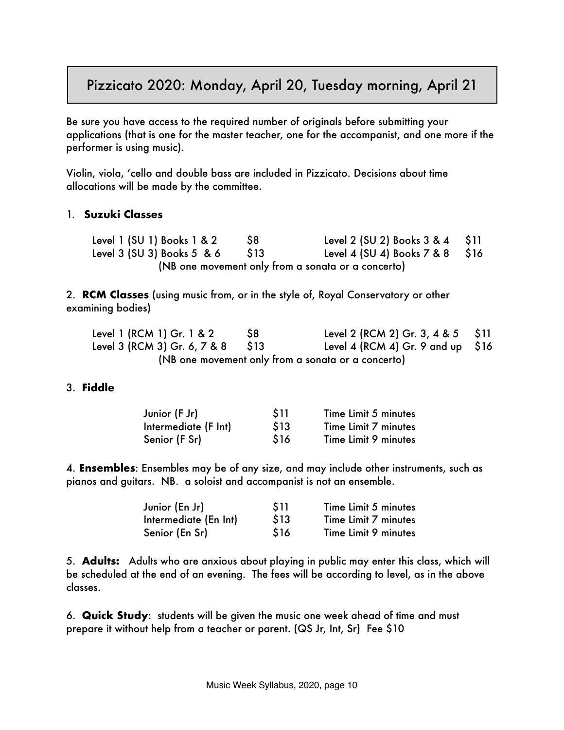# Pizzicato 2020: Monday, April 20, Tuesday morning, April 21

Be sure you have access to the required number of originals before submitting your applications (that is one for the master teacher, one for the accompanist, and one more if the performer is using music).

Violin, viola, 'cello and double bass are included in Pizzicato. Decisions about time allocations will be made by the committee.

1. **Suzuki Classes**

| | | | |
|---|---|---|---|
| Level 1 (SU 1) Books 1 & 2 | $8 | Level 2 (SU 2) Books 3 & 4 | $11 |
| Level 3 (SU 3) Books 5 & 6 | $13 | Level 4 (SU 4) Books 7 & 8 | $16 |

(NB one movement only from a sonata or a concerto)

2. **RCM Classes** (using music from, or in the style of, Royal Conservatory or other examining bodies)

| | | | |
|---|---|---|---|
| Level 1 (RCM 1) Gr. 1 & 2 | $8 | Level 2 (RCM 2) Gr. 3, 4 & 5 | $11 |
| Level 3 (RCM 3) Gr. 6, 7 & 8 | $13 | Level 4 (RCM 4) Gr. 9 and up | $16 |

(NB one movement only from a sonata or a concerto)

3. **Fiddle**

| | | |
|---|---|---|
| Junior (F Jr) | $11 | Time Limit 5 minutes |
| Intermediate (F Int) | $13 | Time Limit 7 minutes |
| Senior (F Sr) | $16 | Time Limit 9 minutes |

4. **Ensembles**: Ensembles may be of any size, and may include other instruments, such as pianos and guitars. NB. a soloist and accompanist is not an ensemble.

| | | |
|---|---|---|
| Junior (En Jr) | $11 | Time Limit 5 minutes |
| Intermediate (En Int) | $13 | Time Limit 7 minutes |
| Senior (En Sr) | $16 | Time Limit 9 minutes |

5. **Adults:** Adults who are anxious about playing in public may enter this class, which will be scheduled at the end of an evening. The fees will be according to level, as in the above classes.

6. **Quick Study**: students will be given the music one week ahead of time and must prepare it without help from a teacher or parent. (QS Jr, Int, Sr) Fee $10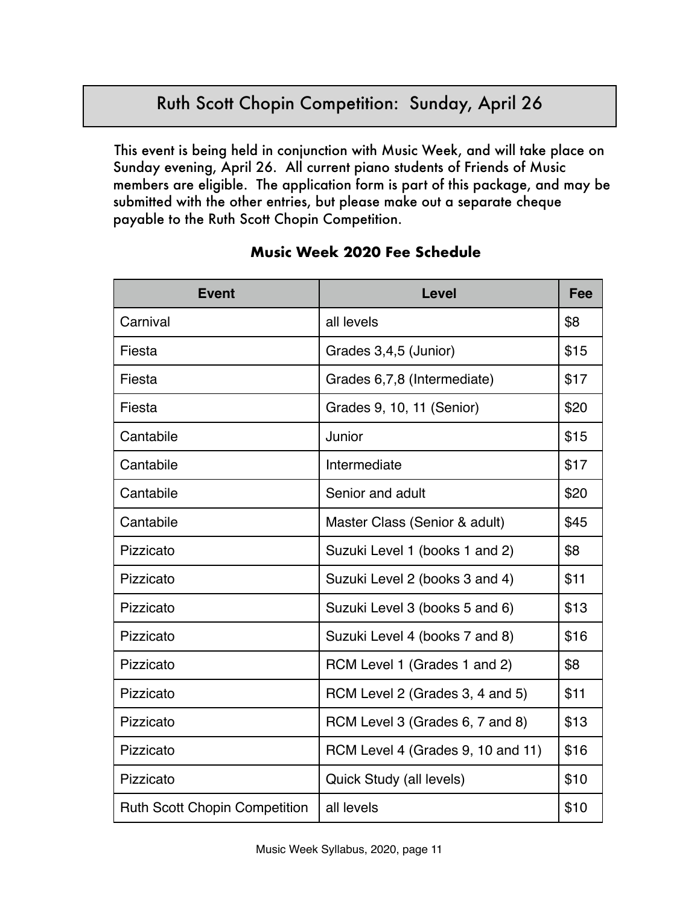## Ruth Scott Chopin Competition: Sunday, April 26

This event is being held in conjunction with Music Week, and will take place on Sunday evening, April 26. All current piano students of Friends of Music members are eligible. The application form is part of this package, and may be submitted with the other entries, but please make out a separate cheque payable to the Ruth Scott Chopin Competition.

### Music Week 2020 Fee Schedule

| Event | Level | Fee |
|---|---|---|
| Carnival | all levels | $8 |
| Fiesta | Grades 3,4,5 (Junior) | $15 |
| Fiesta | Grades 6,7,8 (Intermediate) | $17 |
| Fiesta | Grades 9, 10, 11 (Senior) | $20 |
| Cantabile | Junior | $15 |
| Cantabile | Intermediate | $17 |
| Cantabile | Senior and adult | $20 |
| Cantabile | Master Class (Senior & adult) | $45 |
| Pizzicato | Suzuki Level 1 (books 1 and 2) | $8 |
| Pizzicato | Suzuki Level 2 (books 3 and 4) | $11 |
| Pizzicato | Suzuki Level 3 (books 5 and 6) | $13 |
| Pizzicato | Suzuki Level 4 (books 7 and 8) | $16 |
| Pizzicato | RCM Level 1 (Grades 1 and 2) | $8 |
| Pizzicato | RCM Level 2 (Grades 3, 4 and 5) | $11 |
| Pizzicato | RCM Level 3 (Grades 6, 7 and 8) | $13 |
| Pizzicato | RCM Level 4 (Grades 9, 10 and 11) | $16 |
| Pizzicato | Quick Study (all levels) | $10 |
| Ruth Scott Chopin Competition | all levels | $10 |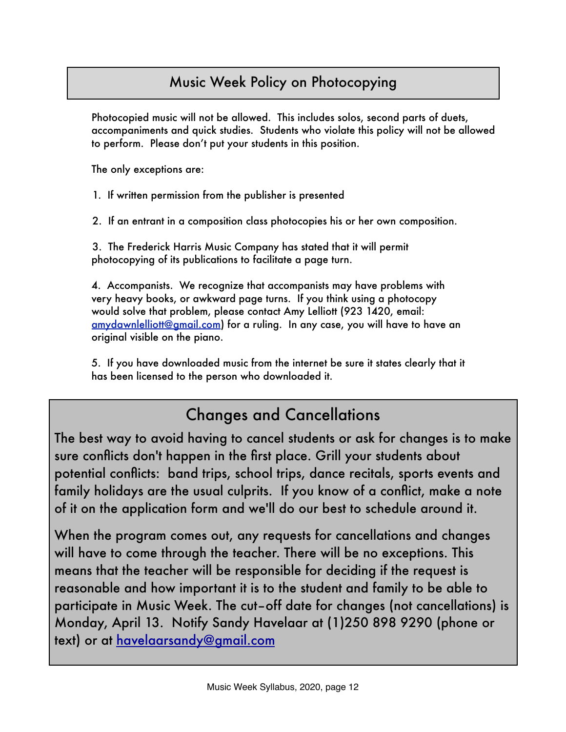## Music Week Policy on Photocopying

Photocopied music will not be allowed. This includes solos, second parts of duets, accompaniments and quick studies. Students who violate this policy will not be allowed to perform. Please don't put your students in this position.

The only exceptions are:

1. If written permission from the publisher is presented

2. If an entrant in a composition class photocopies his or her own composition.

3. The Frederick Harris Music Company has stated that it will permit photocopying of its publications to facilitate a page turn.

4. Accompanists. We recognize that accompanists may have problems with very heavy books, or awkward page turns. If you think using a photocopy would solve that problem, please contact Amy Lelliott (923 1420, email: amydawnlelliott@gmail.com) for a ruling. In any case, you will have to have an original visible on the piano.

5. If you have downloaded music from the internet be sure it states clearly that it has been licensed to the person who downloaded it.

## Changes and Cancellations

The best way to avoid having to cancel students or ask for changes is to make sure conflicts don't happen in the first place. Grill your students about potential conflicts: band trips, school trips, dance recitals, sports events and family holidays are the usual culprits. If you know of a conflict, make a note of it on the application form and we'll do our best to schedule around it.

When the program comes out, any requests for cancellations and changes will have to come through the teacher. There will be no exceptions. This means that the teacher will be responsible for deciding if the request is reasonable and how important it is to the student and family to be able to participate in Music Week. The cut-off date for changes (not cancellations) is Monday, April 13. Notify Sandy Havelaar at (1)250 898 9290 (phone or text) or at havelaarsandy@gmail.com